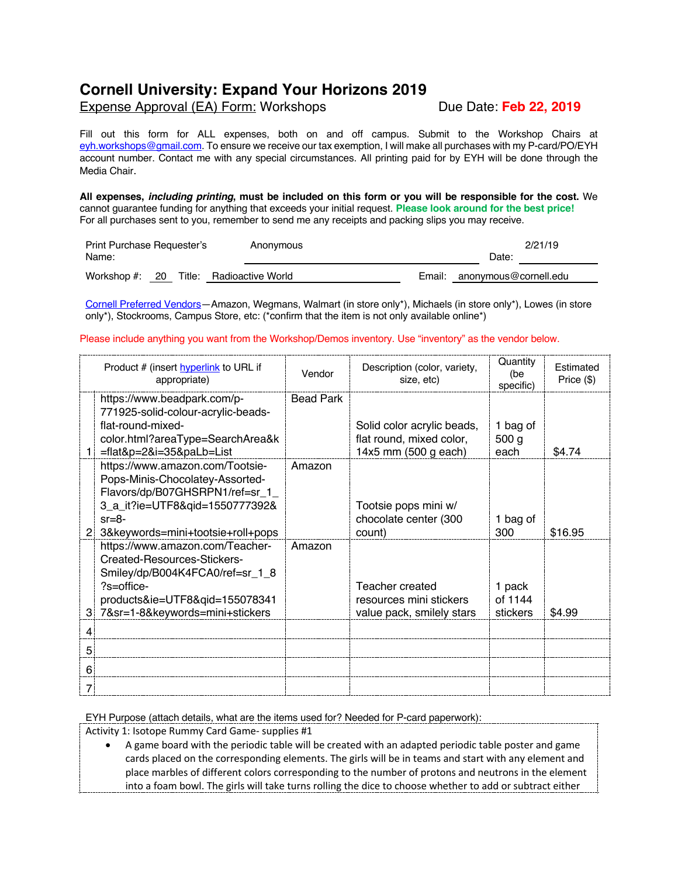# Cornell University: Expand Your Horizons 2019

Expense Approval (EA) Form: Workshops Due Date: **Feb 22, 2019**

Fill out this form for ALL expenses, both on and off campus. Submit to the Workshop Chairs at eyh.workshops@gmail.com. To ensure we receive our tax exemption, I will make all purchases with my P-card/PO/EYH account number. Contact me with any special circumstances. All printing paid for by EYH will be done through the Media Chair.

**All expenses, *including printing*, must be included on this form or you will be responsible for the cost.** We cannot guarantee funding for anything that exceeds your initial request. **Please look around for the best price!** For all purchases sent to you, remember to send me any receipts and packing slips you may receive.

Print Purchase Requester's Name: Anonymous Date: 2/21/19

Workshop #: 20 Title: Radioactive World Email: anonymous@cornell.edu

Cornell Preferred Vendors—Amazon, Wegmans, Walmart (in store only*), Michaels (in store only*), Lowes (in store only*), Stockrooms, Campus Store, etc: (*confirm that the item is not only available online*)

Please include anything you want from the Workshop/Demos inventory. Use "inventory" as the vendor below.

| | Product # (insert hyperlink to URL if appropriate) | Vendor | Description (color, variety, size, etc) | Quantity (be specific) | Estimated Price ($) |
|---|---|---|---|---|---|
| 1 | https://www.beadpark.com/p-771925-solid-colour-acrylic-beads-flat-round-mixed-color.html?areaType=SearchArea&k=flat&p=2&i=35&paLb=List | Bead Park | Solid color acrylic beads, flat round, mixed color, 14x5 mm (500 g each) | 1 bag of 500 g each | $4.74 |
| 2 | https://www.amazon.com/Tootsie-Pops-Minis-Chocolatey-Assorted-Flavors/dp/B07GHSRPN1/ref=sr_1_3_a_it?ie=UTF8&qid=1550773392&sr=8-3&keywords=mini+tootsie+roll+pops | Amazon | Tootsie pops mini w/ chocolate center (300 count) | 1 bag of 300 | $16.95 |
| 3 | https://www.amazon.com/Teacher-Created-Resources-Stickers-Smiley/dp/B004K4FCA0/ref=sr_1_8?s=office-products&ie=UTF8&qid=1550783417&sr=1-8&keywords=mini+stickers | Amazon | Teacher created resources mini stickers value pack, smilely stars | 1 pack of 1144 stickers | $4.99 |
| 4 | | | | | |
| 5 | | | | | |
| 6 | | | | | |
| 7 | | | | | |

EYH Purpose (attach details, what are the items used for? Needed for P-card paperwork):

Activity 1: Isotope Rummy Card Game- supplies #1

- A game board with the periodic table will be created with an adapted periodic table poster and game cards placed on the corresponding elements. The girls will be in teams and start with any element and place marbles of different colors corresponding to the number of protons and neutrons in the element into a foam bowl. The girls will take turns rolling the dice to choose whether to add or subtract either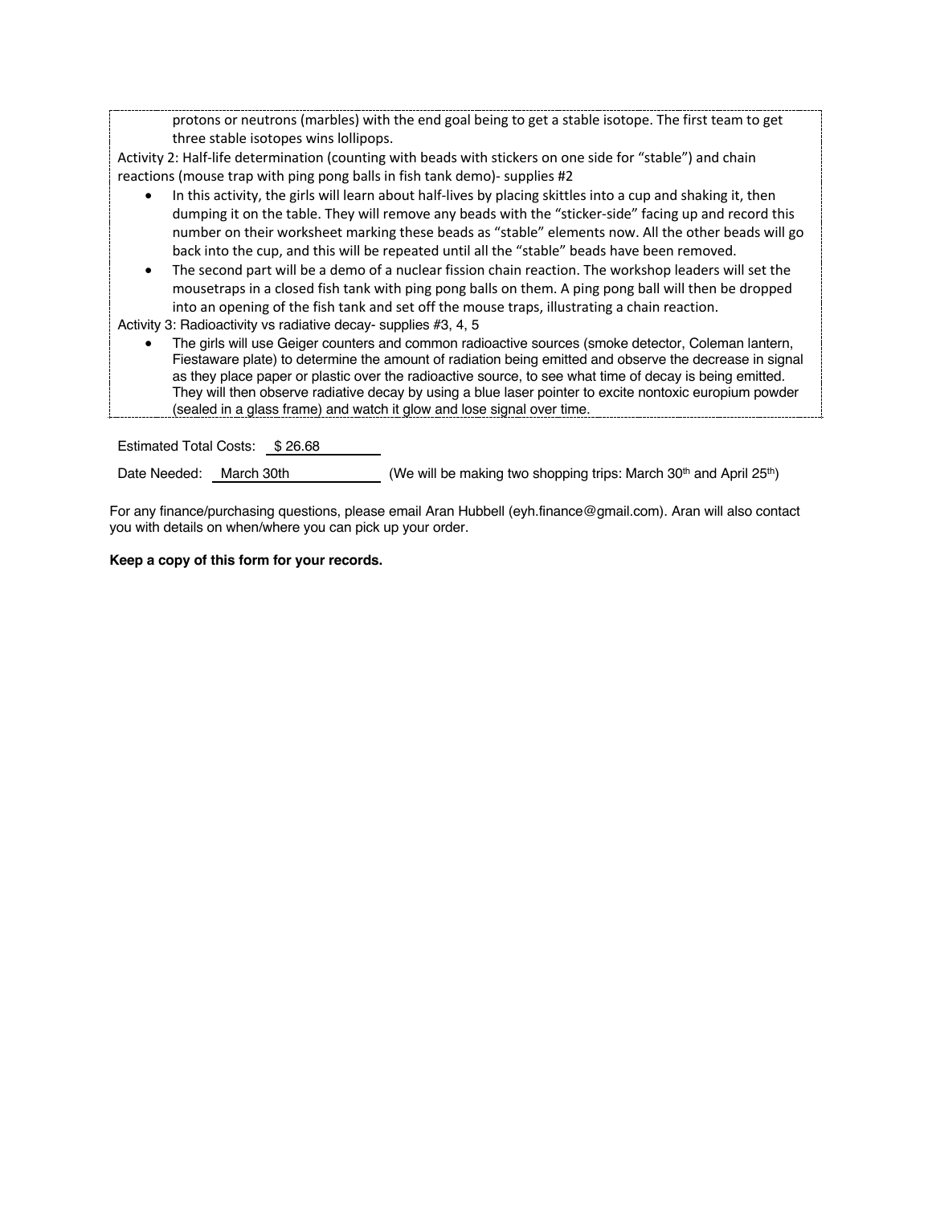protons or neutrons (marbles) with the end goal being to get a stable isotope. The first team to get three stable isotopes wins lollipops.

Activity 2: Half-life determination (counting with beads with stickers on one side for "stable") and chain reactions (mouse trap with ping pong balls in fish tank demo)- supplies #2

- In this activity, the girls will learn about half-lives by placing skittles into a cup and shaking it, then dumping it on the table. They will remove any beads with the "sticker-side" facing up and record this number on their worksheet marking these beads as "stable" elements now. All the other beads will go back into the cup, and this will be repeated until all the "stable" beads have been removed.
- The second part will be a demo of a nuclear fission chain reaction. The workshop leaders will set the mousetraps in a closed fish tank with ping pong balls on them. A ping pong ball will then be dropped into an opening of the fish tank and set off the mouse traps, illustrating a chain reaction.

Activity 3: Radioactivity vs radiative decay- supplies #3, 4, 5

- The girls will use Geiger counters and common radioactive sources (smoke detector, Coleman lantern, Fiestaware plate) to determine the amount of radiation being emitted and observe the decrease in signal as they place paper or plastic over the radioactive source, to see what time of decay is being emitted. They will then observe radiative decay by using a blue laser pointer to excite nontoxic europium powder (sealed in a glass frame) and watch it glow and lose signal over time.

Estimated Total Costs: $ 26.68

Date Needed: March 30th (We will be making two shopping trips: March 30th and April 25th)

For any finance/purchasing questions, please email Aran Hubbell (eyh.finance@gmail.com). Aran will also contact you with details on when/where you can pick up your order.

**Keep a copy of this form for your records.**